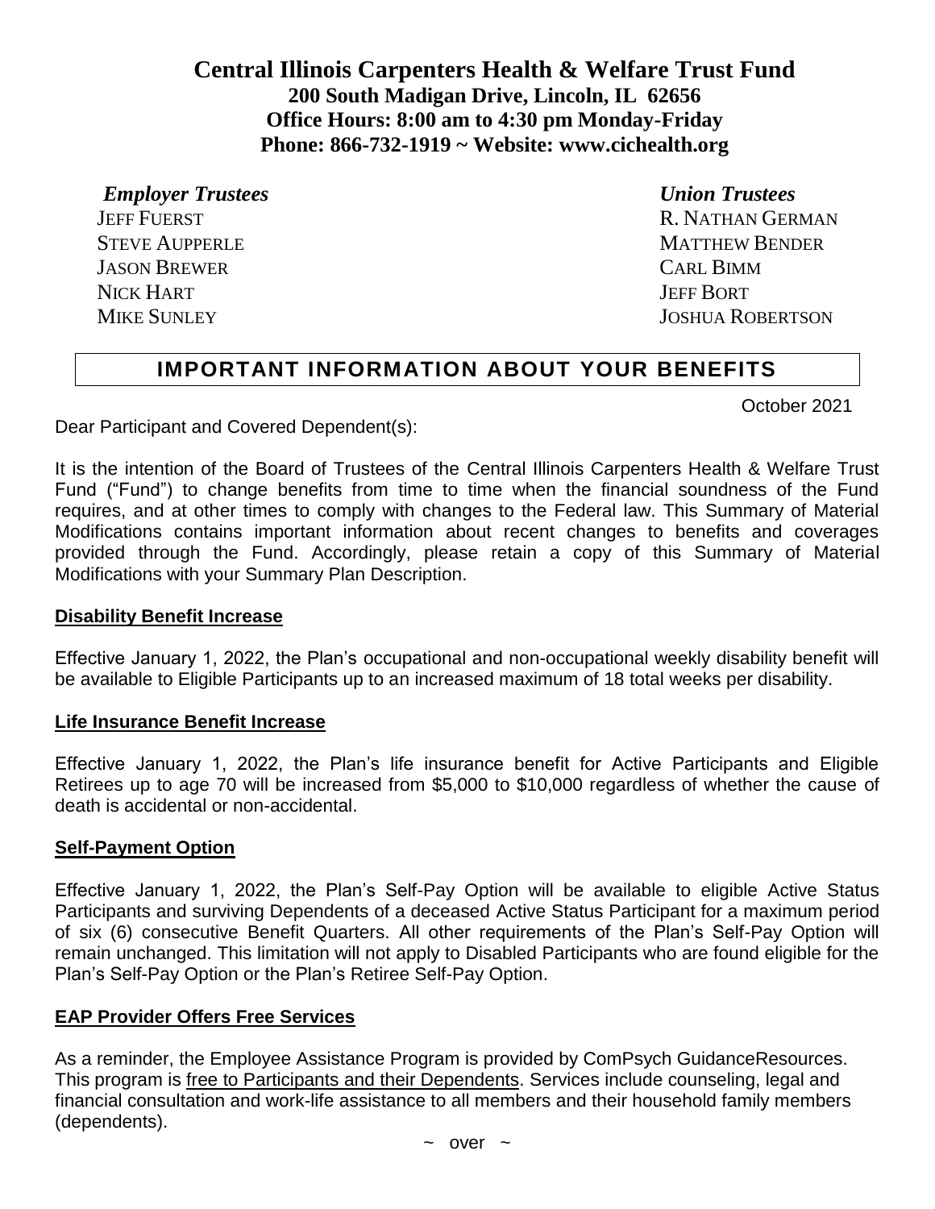# Central Illinois Carpenters Health & Welfare Trust Fund

**200 South Madigan Drive, Lincoln, IL 62656**
**Office Hours: 8:00 am to 4:30 pm Monday-Friday**
**Phone: 866-732-1919 ~ Website: www.cichealth.org**

| *Employer Trustees* | *Union Trustees* |
|---|---|
| JEFF FUERST | R. NATHAN GERMAN |
| STEVE AUPPERLE | MATTHEW BENDER |
| JASON BREWER | CARL BIMM |
| NICK HART | JEFF BORT |
| MIKE SUNLEY | JOSHUA ROBERTSON |

## IMPORTANT INFORMATION ABOUT YOUR BENEFITS

October 2021

Dear Participant and Covered Dependent(s):

It is the intention of the Board of Trustees of the Central Illinois Carpenters Health & Welfare Trust Fund ("Fund") to change benefits from time to time when the financial soundness of the Fund requires, and at other times to comply with changes to the Federal law. This Summary of Material Modifications contains important information about recent changes to benefits and coverages provided through the Fund. Accordingly, please retain a copy of this Summary of Material Modifications with your Summary Plan Description.

### Disability Benefit Increase

Effective January 1, 2022, the Plan's occupational and non-occupational weekly disability benefit will be available to Eligible Participants up to an increased maximum of 18 total weeks per disability.

### Life Insurance Benefit Increase

Effective January 1, 2022, the Plan's life insurance benefit for Active Participants and Eligible Retirees up to age 70 will be increased from $5,000 to $10,000 regardless of whether the cause of death is accidental or non-accidental.

### Self-Payment Option

Effective January 1, 2022, the Plan's Self-Pay Option will be available to eligible Active Status Participants and surviving Dependents of a deceased Active Status Participant for a maximum period of six (6) consecutive Benefit Quarters. All other requirements of the Plan's Self-Pay Option will remain unchanged. This limitation will not apply to Disabled Participants who are found eligible for the Plan's Self-Pay Option or the Plan's Retiree Self-Pay Option.

### EAP Provider Offers Free Services

As a reminder, the Employee Assistance Program is provided by ComPsych GuidanceResources. This program is free to Participants and their Dependents. Services include counseling, legal and financial consultation and work-life assistance to all members and their household family members (dependents).

~ over ~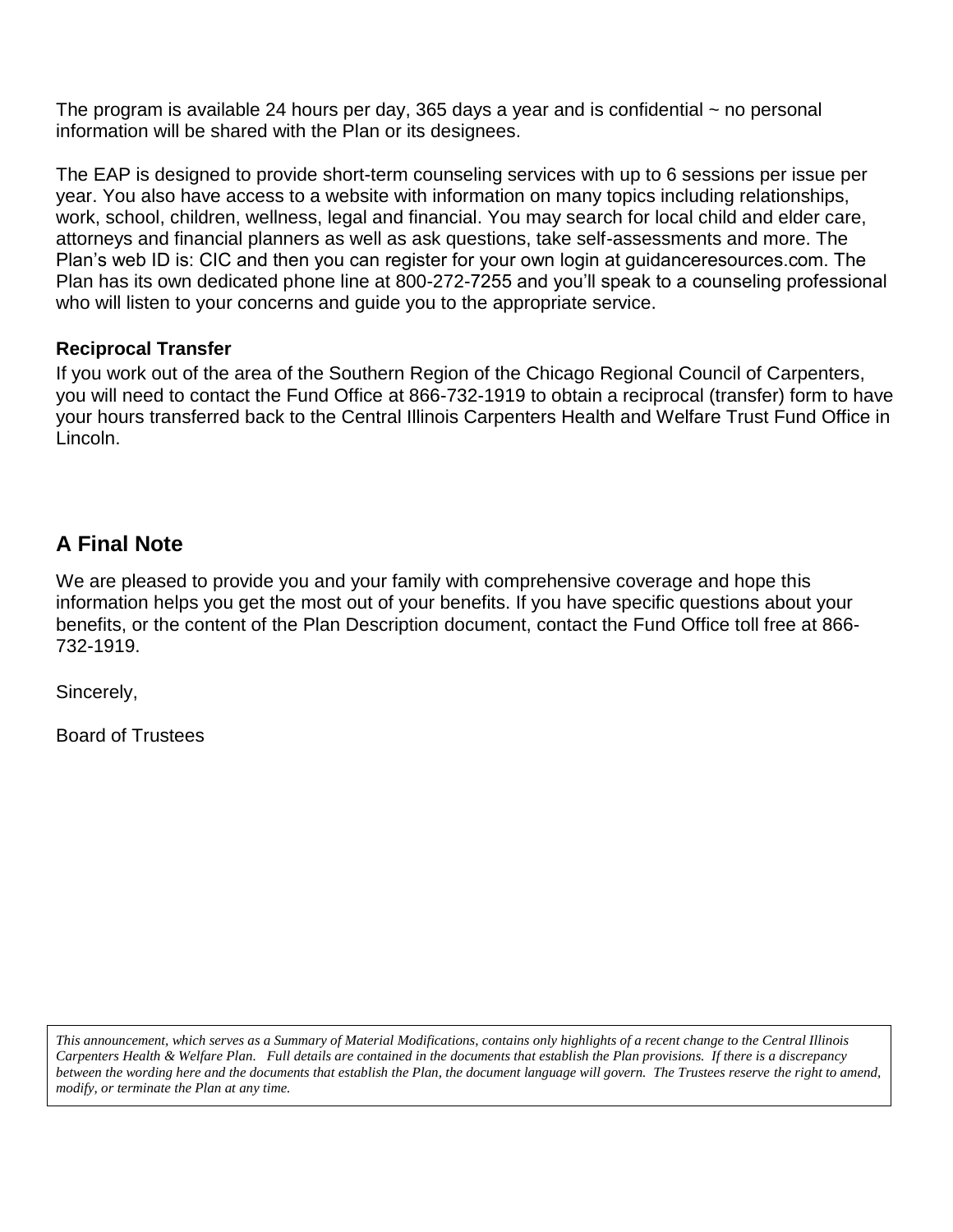The program is available 24 hours per day, 365 days a year and is confidential ~ no personal information will be shared with the Plan or its designees.

The EAP is designed to provide short-term counseling services with up to 6 sessions per issue per year. You also have access to a website with information on many topics including relationships, work, school, children, wellness, legal and financial. You may search for local child and elder care, attorneys and financial planners as well as ask questions, take self-assessments and more. The Plan's web ID is: CIC and then you can register for your own login at guidanceresources.com. The Plan has its own dedicated phone line at 800-272-7255 and you'll speak to a counseling professional who will listen to your concerns and guide you to the appropriate service.

**Reciprocal Transfer**

If you work out of the area of the Southern Region of the Chicago Regional Council of Carpenters, you will need to contact the Fund Office at 866-732-1919 to obtain a reciprocal (transfer) form to have your hours transferred back to the Central Illinois Carpenters Health and Welfare Trust Fund Office in Lincoln.

## A Final Note

We are pleased to provide you and your family with comprehensive coverage and hope this information helps you get the most out of your benefits. If you have specific questions about your benefits, or the content of the Plan Description document, contact the Fund Office toll free at 866-732-1919.

Sincerely,

Board of Trustees

*This announcement, which serves as a Summary of Material Modifications, contains only highlights of a recent change to the Central Illinois Carpenters Health & Welfare Plan. Full details are contained in the documents that establish the Plan provisions. If there is a discrepancy between the wording here and the documents that establish the Plan, the document language will govern. The Trustees reserve the right to amend, modify, or terminate the Plan at any time.*